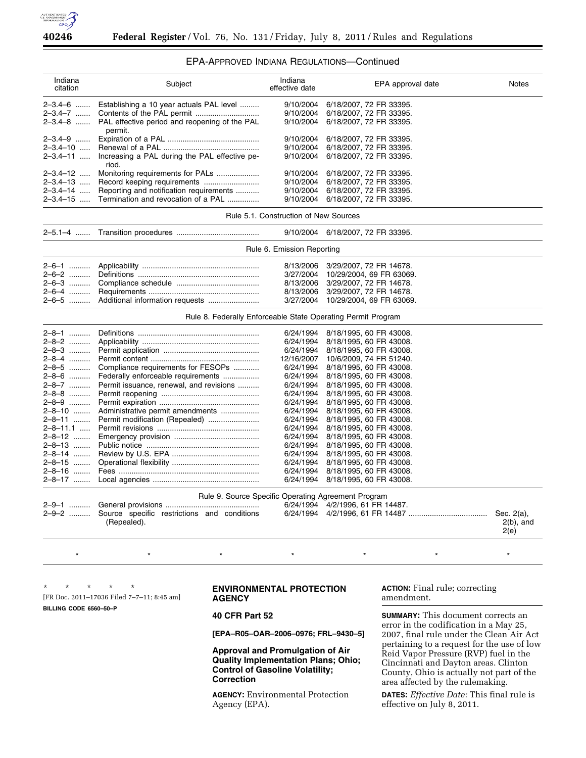## EPA-APPROVED INDIANA REGULATIONS—Continued

| Indiana citation | Subject | Indiana effective date | EPA approval date | Notes |
|---|---|---|---|---|
| 2–3.4–6 | Establishing a 10 year actuals PAL level | 9/10/2004 | 6/18/2007, 72 FR 33395. | |
| 2–3.4–7 | Contents of the PAL permit | 9/10/2004 | 6/18/2007, 72 FR 33395. | |
| 2–3.4–8 | PAL effective period and reopening of the PAL permit. | 9/10/2004 | 6/18/2007, 72 FR 33395. | |
| 2–3.4–9 | Expiration of a PAL | 9/10/2004 | 6/18/2007, 72 FR 33395. | |
| 2–3.4–10 | Renewal of a PAL | 9/10/2004 | 6/18/2007, 72 FR 33395. | |
| 2–3.4–11 | Increasing a PAL during the PAL effective period. | 9/10/2004 | 6/18/2007, 72 FR 33395. | |
| 2–3.4–12 | Monitoring requirements for PALs | 9/10/2004 | 6/18/2007, 72 FR 33395. | |
| 2–3.4–13 | Record keeping requirements | 9/10/2004 | 6/18/2007, 72 FR 33395. | |
| 2–3.4–14 | Reporting and notification requirements | 9/10/2004 | 6/18/2007, 72 FR 33395. | |
| 2–3.4–15 | Termination and revocation of a PAL | 9/10/2004 | 6/18/2007, 72 FR 33395. | |
| | | Rule 5.1. Construction of New Sources | | |
| 2–5.1–4 | Transition procedures | 9/10/2004 | 6/18/2007, 72 FR 33395. | |
| | | Rule 6. Emission Reporting | | |
| 2–6–1 | Applicability | 8/13/2006 | 3/29/2007, 72 FR 14678. | |
| 2–6–2 | Definitions | 3/27/2004 | 10/29/2004, 69 FR 63069. | |
| 2–6–3 | Compliance schedule | 8/13/2006 | 3/29/2007, 72 FR 14678. | |
| 2–6–4 | Requirements | 8/13/2006 | 3/29/2007, 72 FR 14678. | |
| 2–6–5 | Additional information requests | 3/27/2004 | 10/29/2004, 69 FR 63069. | |
| | | Rule 8. Federally Enforceable State Operating Permit Program | | |
| 2–8–1 | Definitions | 6/24/1994 | 8/18/1995, 60 FR 43008. | |
| 2–8–2 | Applicability | 6/24/1994 | 8/18/1995, 60 FR 43008. | |
| 2–8–3 | Permit application | 6/24/1994 | 8/18/1995, 60 FR 43008. | |
| 2–8–4 | Permit content | 12/16/2007 | 10/6/2009, 74 FR 51240. | |
| 2–8–5 | Compliance requirements for FESOPs | 6/24/1994 | 8/18/1995, 60 FR 43008. | |
| 2–8–6 | Federally enforceable requirements | 6/24/1994 | 8/18/1995, 60 FR 43008. | |
| 2–8–7 | Permit issuance, renewal, and revisions | 6/24/1994 | 8/18/1995, 60 FR 43008. | |
| 2–8–8 | Permit reopening | 6/24/1994 | 8/18/1995, 60 FR 43008. | |
| 2–8–9 | Permit expiration | 6/24/1994 | 8/18/1995, 60 FR 43008. | |
| 2–8–10 | Administrative permit amendments | 6/24/1994 | 8/18/1995, 60 FR 43008. | |
| 2–8–11 | Permit modification (Repealed) | 6/24/1994 | 8/18/1995, 60 FR 43008. | |
| 2–8–11.1 | Permit revisions | 6/24/1994 | 8/18/1995, 60 FR 43008. | |
| 2–8–12 | Emergency provision | 6/24/1994 | 8/18/1995, 60 FR 43008. | |
| 2–8–13 | Public notice | 6/24/1994 | 8/18/1995, 60 FR 43008. | |
| 2–8–14 | Review by U.S. EPA | 6/24/1994 | 8/18/1995, 60 FR 43008. | |
| 2–8–15 | Operational flexibility | 6/24/1994 | 8/18/1995, 60 FR 43008. | |
| 2–8–16 | Fees | 6/24/1994 | 8/18/1995, 60 FR 43008. | |
| 2–8–17 | Local agencies | 6/24/1994 | 8/18/1995, 60 FR 43008. | |
| | | Rule 9. Source Specific Operating Agreement Program | | |
| 2–9–1 | General provisions | 6/24/1994 | 4/2/1996, 61 FR 14487. | |
| 2–9–2 | Source specific restrictions and conditions (Repealed). | 6/24/1994 | 4/2/1996, 61 FR 14487 | Sec. 2(a), 2(b), and 2(e) |
| * | * | * | * | * |

\* \* \* \* \*

[FR Doc. 2011–17036 Filed 7–7–11; 8:45 am]

**BILLING CODE 6560–50–P**

## ENVIRONMENTAL PROTECTION AGENCY

## 40 CFR Part 52

**[EPA–R05–OAR–2006–0976; FRL–9430–5]**

## Approval and Promulgation of Air Quality Implementation Plans; Ohio; Control of Gasoline Volatility; Correction

**AGENCY:** Environmental Protection Agency (EPA).

**ACTION:** Final rule; correcting amendment.

**SUMMARY:** This document corrects an error in the codification in a May 25, 2007, final rule under the Clean Air Act pertaining to a request for the use of low Reid Vapor Pressure (RVP) fuel in the Cincinnati and Dayton areas. Clinton County, Ohio is actually not part of the area affected by the rulemaking.

**DATES:** *Effective Date:* This final rule is effective on July 8, 2011.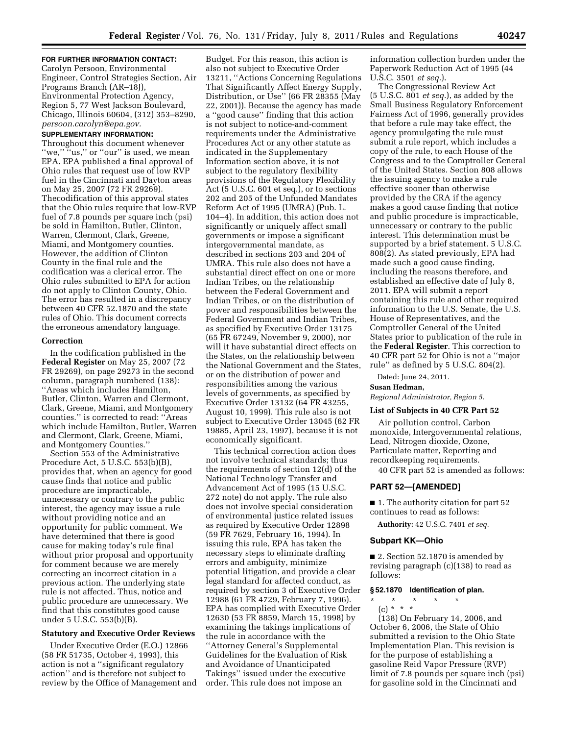**FOR FURTHER INFORMATION CONTACT:** Carolyn Persoon, Environmental Engineer, Control Strategies Section, Air Programs Branch (AR–18J), Environmental Protection Agency, Region 5, 77 West Jackson Boulevard, Chicago, Illinois 60604, (312) 353–8290, *persoon.carolyn@epa.gov.*

**SUPPLEMENTARY INFORMATION:** Throughout this document whenever ''we,'' ''us,'' or ''our'' is used, we mean EPA. EPA published a final approval of Ohio rules that request use of low RVP fuel in the Cincinnati and Dayton areas on May 25, 2007 (72 FR 29269). Thecodification of this approval states that the Ohio rules require that low-RVP fuel of 7.8 pounds per square inch (psi) be sold in Hamilton, Butler, Clinton, Warren, Clermont, Clark, Greene, Miami, and Montgomery counties. However, the addition of Clinton County in the final rule and the codification was a clerical error. The Ohio rules submitted to EPA for action do not apply to Clinton County, Ohio. The error has resulted in a discrepancy between 40 CFR 52.1870 and the state rules of Ohio. This document corrects the erroneous amendatory language.

## Correction

In the codification published in the **Federal Register** on May 25, 2007 (72 FR 29269), on page 29273 in the second column, paragraph numbered (138): ''Areas which includes Hamilton, Butler, Clinton, Warren and Clermont, Clark, Greene, Miami, and Montgomery counties.'' is corrected to read: ''Areas which include Hamilton, Butler, Warren and Clermont, Clark, Greene, Miami, and Montgomery Counties.''

Section 553 of the Administrative Procedure Act, 5 U.S.C. 553(b)(B), provides that, when an agency for good cause finds that notice and public procedure are impracticable, unnecessary or contrary to the public interest, the agency may issue a rule without providing notice and an opportunity for public comment. We have determined that there is good cause for making today's rule final without prior proposal and opportunity for comment because we are merely correcting an incorrect citation in a previous action. The underlying state rule is not affected. Thus, notice and public procedure are unnecessary. We find that this constitutes good cause under 5 U.S.C. 553(b)(B).

## Statutory and Executive Order Reviews

Under Executive Order (E.O.) 12866 (58 FR 51735, October 4, 1993), this action is not a ''significant regulatory action'' and is therefore not subject to review by the Office of Management and Budget. For this reason, this action is also not subject to Executive Order 13211, ''Actions Concerning Regulations That Significantly Affect Energy Supply, Distribution, or Use'' (66 FR 28355 (May 22, 2001)). Because the agency has made a ''good cause'' finding that this action is not subject to notice-and-comment requirements under the Administrative Procedures Act or any other statute as indicated in the Supplementary Information section above, it is not subject to the regulatory flexibility provisions of the Regulatory Flexibility Act (5 U.S.C. 601 et seq.), or to sections 202 and 205 of the Unfunded Mandates Reform Act of 1995 (UMRA) (Pub. L. 104–4). In addition, this action does not significantly or uniquely affect small governments or impose a significant intergovernmental mandate, as described in sections 203 and 204 of UMRA. This rule also does not have a substantial direct effect on one or more Indian Tribes, on the relationship between the Federal Government and Indian Tribes, or on the distribution of power and responsibilities between the Federal Government and Indian Tribes, as specified by Executive Order 13175 (65 FR 67249, November 9, 2000), nor will it have substantial direct effects on the States, on the relationship between the National Government and the States, or on the distribution of power and responsibilities among the various levels of governments, as specified by Executive Order 13132 (64 FR 43255, August 10, 1999). This rule also is not subject to Executive Order 13045 (62 FR 19885, April 23, 1997), because it is not economically significant.

This technical correction action does not involve technical standards; thus the requirements of section 12(d) of the National Technology Transfer and Advancement Act of 1995 (15 U.S.C. 272 note) do not apply. The rule also does not involve special consideration of environmental justice related issues as required by Executive Order 12898 (59 FR 7629, February 16, 1994). In issuing this rule, EPA has taken the necessary steps to eliminate drafting errors and ambiguity, minimize potential litigation, and provide a clear legal standard for affected conduct, as required by section 3 of Executive Order 12988 (61 FR 4729, February 7, 1996). EPA has complied with Executive Order 12630 (53 FR 8859, March 15, 1998) by examining the takings implications of the rule in accordance with the ''Attorney General's Supplemental Guidelines for the Evaluation of Risk and Avoidance of Unanticipated Takings'' issued under the executive order. This rule does not impose an information collection burden under the Paperwork Reduction Act of 1995 (44 U.S.C. 3501 *et seq.*).

The Congressional Review Act (5 U.S.C. 801 *et seq.*), as added by the Small Business Regulatory Enforcement Fairness Act of 1996, generally provides that before a rule may take effect, the agency promulgating the rule must submit a rule report, which includes a copy of the rule, to each House of the Congress and to the Comptroller General of the United States. Section 808 allows the issuing agency to make a rule effective sooner than otherwise provided by the CRA if the agency makes a good cause finding that notice and public procedure is impracticable, unnecessary or contrary to the public interest. This determination must be supported by a brief statement. 5 U.S.C. 808(2). As stated previously, EPA had made such a good cause finding, including the reasons therefore, and established an effective date of July 8, 2011. EPA will submit a report containing this rule and other required information to the U.S. Senate, the U.S. House of Representatives, and the Comptroller General of the United States prior to publication of the rule in the **Federal Register**. This correction to 40 CFR part 52 for Ohio is not a ''major rule'' as defined by 5 U.S.C. 804(2).

Dated: June 24, 2011.

**Susan Hedman,**

*Regional Administrator, Region 5.*

## List of Subjects in 40 CFR Part 52

Air pollution control, Carbon monoxide, Intergovernmental relations, Lead, Nitrogen dioxide, Ozone, Particulate matter, Reporting and recordkeeping requirements.

40 CFR part 52 is amended as follows:

## PART 52—[AMENDED]

■ 1. The authority citation for part 52 continues to read as follows:

**Authority:** 42 U.S.C. 7401 *et seq.*

## Subpart KK—Ohio

■ 2. Section 52.1870 is amended by revising paragraph (c)(138) to read as follows:

### § 52.1870 Identification of plan.

\* \* \* \* \*

(c) \* \* \*

(138) On February 14, 2006, and October 6, 2006, the State of Ohio submitted a revision to the Ohio State Implementation Plan. This revision is for the purpose of establishing a gasoline Reid Vapor Pressure (RVP) limit of 7.8 pounds per square inch (psi) for gasoline sold in the Cincinnati and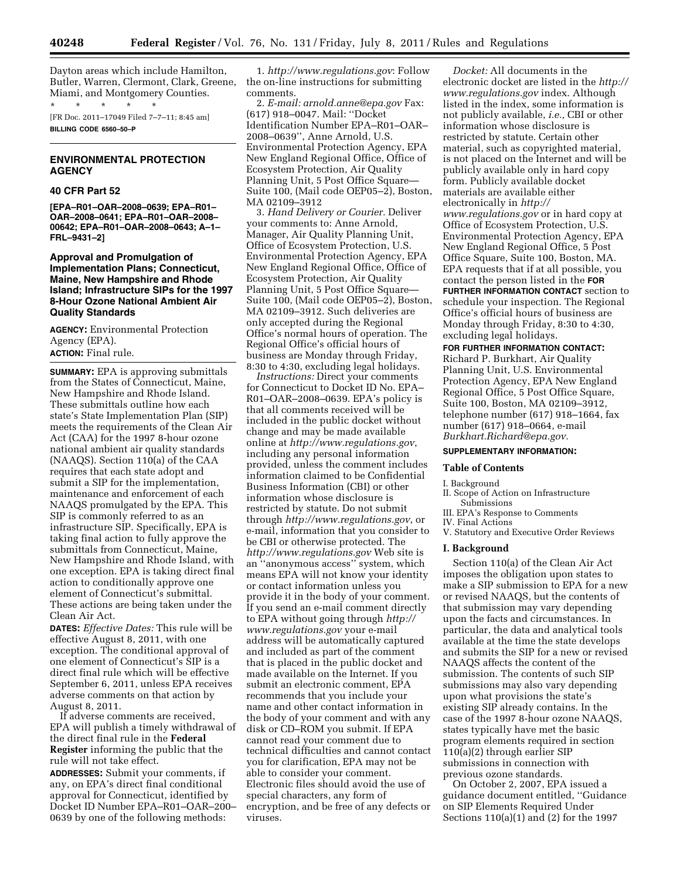Dayton areas which include Hamilton, Butler, Warren, Clermont, Clark, Greene, Miami, and Montgomery Counties.

* * * * *

[FR Doc. 2011–17049 Filed 7–7–11; 8:45 am]

**BILLING CODE 6560–50–P**

## ENVIRONMENTAL PROTECTION AGENCY

### 40 CFR Part 52

**[EPA–R01–OAR–2008–0639; EPA–R01–OAR–2008–0641; EPA–R01–OAR–2008–00642; EPA–R01–OAR–2008–0643; A–1–FRL–9431–2]**

### Approval and Promulgation of Implementation Plans; Connecticut, Maine, New Hampshire and Rhode Island; Infrastructure SIPs for the 1997 8-Hour Ozone National Ambient Air Quality Standards

**AGENCY:** Environmental Protection Agency (EPA).

**ACTION:** Final rule.

**SUMMARY:** EPA is approving submittals from the States of Connecticut, Maine, New Hampshire and Rhode Island. These submittals outline how each state's State Implementation Plan (SIP) meets the requirements of the Clean Air Act (CAA) for the 1997 8-hour ozone national ambient air quality standards (NAAQS). Section 110(a) of the CAA requires that each state adopt and submit a SIP for the implementation, maintenance and enforcement of each NAAQS promulgated by the EPA. This SIP is commonly referred to as an infrastructure SIP. Specifically, EPA is taking final action to fully approve the submittals from Connecticut, Maine, New Hampshire and Rhode Island, with one exception. EPA is taking direct final action to conditionally approve one element of Connecticut's submittal. These actions are being taken under the Clean Air Act.

**DATES:** *Effective Dates:* This rule will be effective August 8, 2011, with one exception. The conditional approval of one element of Connecticut's SIP is a direct final rule which will be effective September 6, 2011, unless EPA receives adverse comments on that action by August 8, 2011.

If adverse comments are received, EPA will publish a timely withdrawal of the direct final rule in the **Federal Register** informing the public that the rule will not take effect.

**ADDRESSES:** Submit your comments, if any, on EPA's direct final conditional approval for Connecticut, identified by Docket ID Number EPA–R01–OAR–200–0639 by one of the following methods:

1. *http://www.regulations.gov*: Follow the on-line instructions for submitting comments.

2. *E-mail: arnold.anne@epa.gov* Fax: (617) 918–0047. Mail: ''Docket Identification Number EPA–R01–OAR–2008–0639'', Anne Arnold, U.S. Environmental Protection Agency, EPA New England Regional Office, Office of Ecosystem Protection, Air Quality Planning Unit, 5 Post Office Square—Suite 100, (Mail code OEP05–2), Boston, MA 02109–3912

3. *Hand Delivery or Courier.* Deliver your comments to: Anne Arnold, Manager, Air Quality Planning Unit, Office of Ecosystem Protection, U.S. Environmental Protection Agency, EPA New England Regional Office, Office of Ecosystem Protection, Air Quality Planning Unit, 5 Post Office Square—Suite 100, (Mail code OEP05–2), Boston, MA 02109–3912. Such deliveries are only accepted during the Regional Office's normal hours of operation. The Regional Office's official hours of business are Monday through Friday, 8:30 to 4:30, excluding legal holidays.

*Instructions:* Direct your comments for Connecticut to Docket ID No. EPA–R01–OAR–2008–0639. EPA's policy is that all comments received will be included in the public docket without change and may be made available online at *http://www.regulations.gov*, including any personal information provided, unless the comment includes information claimed to be Confidential Business Information (CBI) or other information whose disclosure is restricted by statute. Do not submit through *http://www.regulations.gov*, or e-mail, information that you consider to be CBI or otherwise protected. The *http://www.regulations.gov* Web site is an ''anonymous access'' system, which means EPA will not know your identity or contact information unless you provide it in the body of your comment. If you send an e-mail comment directly to EPA without going through *http://www.regulations.gov* your e-mail address will be automatically captured and included as part of the comment that is placed in the public docket and made available on the Internet. If you submit an electronic comment, EPA recommends that you include your name and other contact information in the body of your comment and with any disk or CD–ROM you submit. If EPA cannot read your comment due to technical difficulties and cannot contact you for clarification, EPA may not be able to consider your comment. Electronic files should avoid the use of special characters, any form of encryption, and be free of any defects or viruses.

*Docket:* All documents in the electronic docket are listed in the *http://www.regulations.gov* index. Although listed in the index, some information is not publicly available, *i.e.,* CBI or other information whose disclosure is restricted by statute. Certain other material, such as copyrighted material, is not placed on the Internet and will be publicly available only in hard copy form. Publicly available docket materials are available either electronically in *http://www.regulations.gov* or in hard copy at Office of Ecosystem Protection, U.S. Environmental Protection Agency, EPA New England Regional Office, 5 Post Office Square, Suite 100, Boston, MA. EPA requests that if at all possible, you contact the person listed in the **FOR FURTHER INFORMATION CONTACT** section to schedule your inspection. The Regional Office's official hours of business are Monday through Friday, 8:30 to 4:30, excluding legal holidays.

**FOR FURTHER INFORMATION CONTACT:** Richard P. Burkhart, Air Quality Planning Unit, U.S. Environmental Protection Agency, EPA New England Regional Office, 5 Post Office Square, Suite 100, Boston, MA 02109–3912, telephone number (617) 918–1664, fax number (617) 918–0664, e-mail *Burkhart.Richard@epa.gov.*

**SUPPLEMENTARY INFORMATION:**

#### Table of Contents

I. Background
II. Scope of Action on Infrastructure Submissions
III. EPA's Response to Comments
IV. Final Actions
V. Statutory and Executive Order Reviews

#### I. Background

Section 110(a) of the Clean Air Act imposes the obligation upon states to make a SIP submission to EPA for a new or revised NAAQS, but the contents of that submission may vary depending upon the facts and circumstances. In particular, the data and analytical tools available at the time the state develops and submits the SIP for a new or revised NAAQS affects the content of the submission. The contents of such SIP submissions may also vary depending upon what provisions the state's existing SIP already contains. In the case of the 1997 8-hour ozone NAAQS, states typically have met the basic program elements required in section 110(a)(2) through earlier SIP submissions in connection with previous ozone standards.

On October 2, 2007, EPA issued a guidance document entitled, ''Guidance on SIP Elements Required Under Sections 110(a)(1) and (2) for the 1997